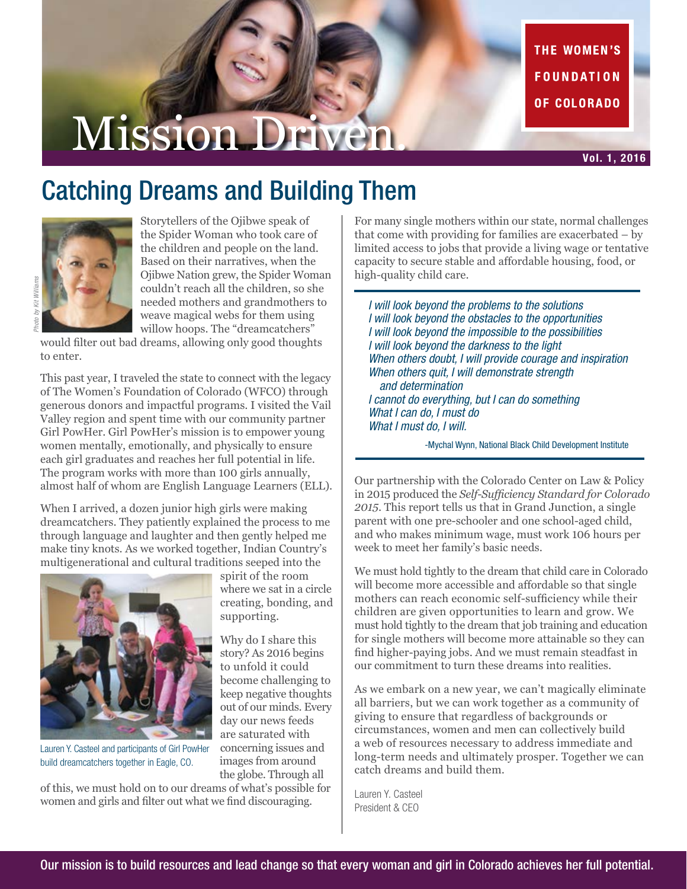# Mission Driven.

THE WOMEN'S FOUNDATION OF COLORADO

Vol. 1, 2016

## Catching Dreams and Building Them

Photo by Kit Williams

Storytellers of the Ojibwe speak of the Spider Woman who took care of the children and people on the land. Based on their narratives, when the Ojibwe Nation grew, the Spider Woman couldn't reach all the children, so she needed mothers and grandmothers to weave magical webs for them using willow hoops. The "dreamcatchers" would filter out bad dreams, allowing only good thoughts to enter.

This past year, I traveled the state to connect with the legacy of The Women's Foundation of Colorado (WFCO) through generous donors and impactful programs. I visited the Vail Valley region and spent time with our community partner Girl PowHer. Girl PowHer's mission is to empower young women mentally, emotionally, and physically to ensure each girl graduates and reaches her full potential in life. The program works with more than 100 girls annually, almost half of whom are English Language Learners (ELL).

When I arrived, a dozen junior high girls were making dreamcatchers. They patiently explained the process to me through language and laughter and then gently helped me make tiny knots. As we worked together, Indian Country's multigenerational and cultural traditions seeped into the spirit of the room where we sat in a circle creating, bonding, and supporting.

Lauren Y. Casteel and participants of Girl PowHer build dreamcatchers together in Eagle, CO.

Why do I share this story? As 2016 begins to unfold it could become challenging to keep negative thoughts out of our minds. Every day our news feeds are saturated with concerning issues and images from around the globe. Through all of this, we must hold on to our dreams of what's possible for women and girls and filter out what we find discouraging.

For many single mothers within our state, normal challenges that come with providing for families are exacerbated – by limited access to jobs that provide a living wage or tentative capacity to secure stable and affordable housing, food, or high-quality child care.

> *I will look beyond the problems to the solutions*
> *I will look beyond the obstacles to the opportunities*
> *I will look beyond the impossible to the possibilities*
> *I will look beyond the darkness to the light*
> *When others doubt, I will provide courage and inspiration*
> *When others quit, I will demonstrate strength and determination*
> *I cannot do everything, but I can do something*
> *What I can do, I must do*
> *What I must do, I will.*
>
> -Mychal Wynn, National Black Child Development Institute

Our partnership with the Colorado Center on Law & Policy in 2015 produced the *Self-Sufficiency Standard for Colorado 2015*. This report tells us that in Grand Junction, a single parent with one pre-schooler and one school-aged child, and who makes minimum wage, must work 106 hours per week to meet her family's basic needs.

We must hold tightly to the dream that child care in Colorado will become more accessible and affordable so that single mothers can reach economic self-sufficiency while their children are given opportunities to learn and grow. We must hold tightly to the dream that job training and education for single mothers will become more attainable so they can find higher-paying jobs. And we must remain steadfast in our commitment to turn these dreams into realities.

As we embark on a new year, we can't magically eliminate all barriers, but we can work together as a community of giving to ensure that regardless of backgrounds or circumstances, women and men can collectively build a web of resources necessary to address immediate and long-term needs and ultimately prosper. Together we can catch dreams and build them.

Lauren Y. Casteel
President & CEO

Our mission is to build resources and lead change so that every woman and girl in Colorado achieves her full potential.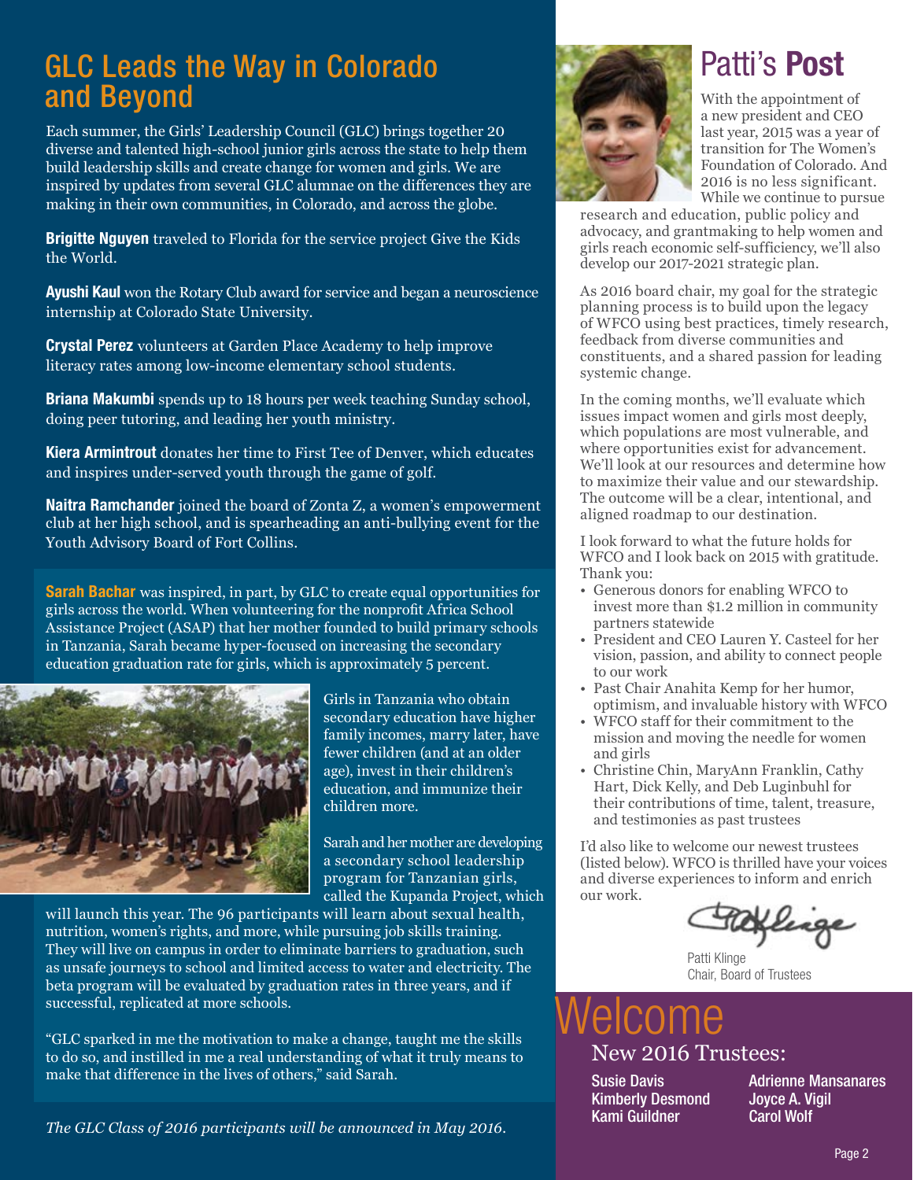## GLC Leads the Way in Colorado and Beyond

Each summer, the Girls' Leadership Council (GLC) brings together 20 diverse and talented high-school junior girls across the state to help them build leadership skills and create change for women and girls. We are inspired by updates from several GLC alumnae on the differences they are making in their own communities, in Colorado, and across the globe.

**Brigitte Nguyen** traveled to Florida for the service project Give the Kids the World.

**Ayushi Kaul** won the Rotary Club award for service and began a neuroscience internship at Colorado State University.

**Crystal Perez** volunteers at Garden Place Academy to help improve literacy rates among low-income elementary school students.

**Briana Makumbi** spends up to 18 hours per week teaching Sunday school, doing peer tutoring, and leading her youth ministry.

**Kiera Armintrout** donates her time to First Tee of Denver, which educates and inspires under-served youth through the game of golf.

**Naitra Ramchander** joined the board of Zonta Z, a women's empowerment club at her high school, and is spearheading an anti-bullying event for the Youth Advisory Board of Fort Collins.

**Sarah Bachar** was inspired, in part, by GLC to create equal opportunities for girls across the world. When volunteering for the nonprofit Africa School Assistance Project (ASAP) that her mother founded to build primary schools in Tanzania, Sarah became hyper-focused on increasing the secondary education graduation rate for girls, which is approximately 5 percent.

Girls in Tanzania who obtain secondary education have higher family incomes, marry later, have fewer children (and at an older age), invest in their children's education, and immunize their children more.

Sarah and her mother are developing a secondary school leadership program for Tanzanian girls, called the Kupanda Project, which will launch this year. The 96 participants will learn about sexual health, nutrition, women's rights, and more, while pursuing job skills training. They will live on campus in order to eliminate barriers to graduation, such as unsafe journeys to school and limited access to water and electricity. The beta program will be evaluated by graduation rates in three years, and if successful, replicated at more schools.

"GLC sparked in me the motivation to make a change, taught me the skills to do so, and instilled in me a real understanding of what it truly means to make that difference in the lives of others," said Sarah.

*The GLC Class of 2016 participants will be announced in May 2016.*

## Patti's **Post**

With the appointment of a new president and CEO last year, 2015 was a year of transition for The Women's Foundation of Colorado. And 2016 is no less significant. While we continue to pursue research and education, public policy and advocacy, and grantmaking to help women and girls reach economic self-sufficiency, we'll also develop our 2017-2021 strategic plan.

As 2016 board chair, my goal for the strategic planning process is to build upon the legacy of WFCO using best practices, timely research, feedback from diverse communities and constituents, and a shared passion for leading systemic change.

In the coming months, we'll evaluate which issues impact women and girls most deeply, which populations are most vulnerable, and where opportunities exist for advancement. We'll look at our resources and determine how to maximize their value and our stewardship. The outcome will be a clear, intentional, and aligned roadmap to our destination.

I look forward to what the future holds for WFCO and I look back on 2015 with gratitude. Thank you:

- Generous donors for enabling WFCO to invest more than $1.2 million in community partners statewide
- President and CEO Lauren Y. Casteel for her vision, passion, and ability to connect people to our work
- Past Chair Anahita Kemp for her humor, optimism, and invaluable history with WFCO
- WFCO staff for their commitment to the mission and moving the needle for women and girls
- Christine Chin, MaryAnn Franklin, Cathy Hart, Dick Kelly, and Deb Luginbuhl for their contributions of time, talent, treasure, and testimonies as past trustees

I'd also like to welcome our newest trustees (listed below). WFCO is thrilled have your voices and diverse experiences to inform and enrich our work.

Patti Klinge
Chair, Board of Trustees

## Welcome

### New 2016 Trustees:

Susie Davis
Kimberly Desmond
Kami Guildner
Adrienne Mansanares
Joyce A. Vigil
Carol Wolf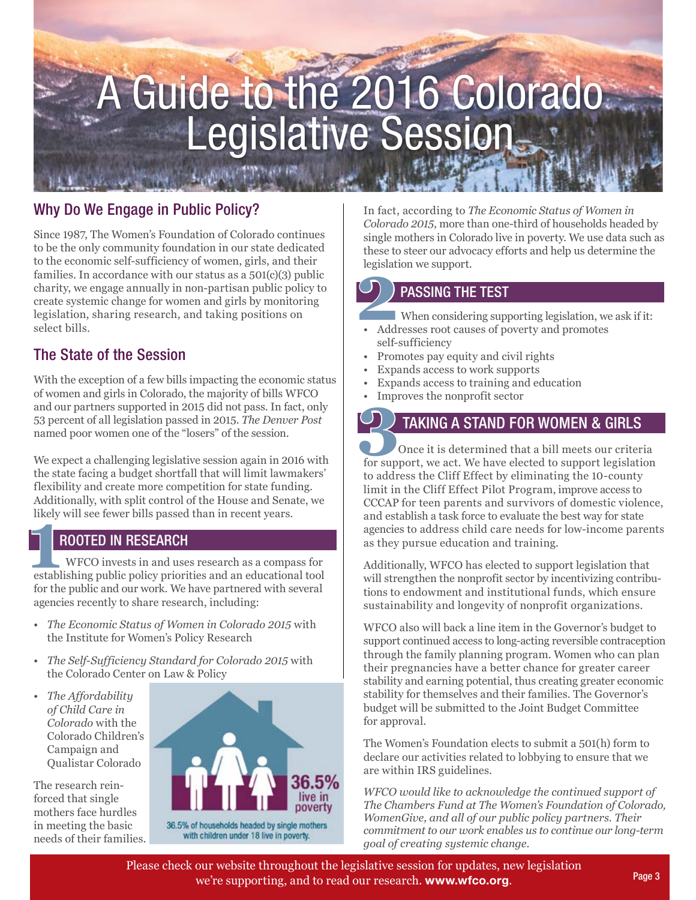# A Guide to the 2016 Colorado Legislative Session

## Why Do We Engage in Public Policy?

Since 1987, The Women's Foundation of Colorado continues to be the only community foundation in our state dedicated to the economic self-sufficiency of women, girls, and their families. In accordance with our status as a 501(c)(3) public charity, we engage annually in non-partisan public policy to create systemic change for women and girls by monitoring legislation, sharing research, and taking positions on select bills.

## The State of the Session

With the exception of a few bills impacting the economic status of women and girls in Colorado, the majority of bills WFCO and our partners supported in 2015 did not pass. In fact, only 53 percent of all legislation passed in 2015. *The Denver Post* named poor women one of the "losers" of the session.

We expect a challenging legislative session again in 2016 with the state facing a budget shortfall that will limit lawmakers' flexibility and create more competition for state funding. Additionally, with split control of the House and Senate, we likely will see fewer bills passed than in recent years.

## 1 ROOTED IN RESEARCH

WFCO invests in and uses research as a compass for establishing public policy priorities and an educational tool for the public and our work. We have partnered with several agencies recently to share research, including:

- *The Economic Status of Women in Colorado 2015* with the Institute for Women's Policy Research
- *The Self-Sufficiency Standard for Colorado 2015* with the Colorado Center on Law & Policy
- *The Affordability of Child Care in Colorado* with the Colorado Children's Campaign and Qualistar Colorado

The research reinforced that single mothers face hurdles in meeting the basic needs of their families.

36.5% live in poverty

36.5% of households headed by single mothers with children under 18 live in poverty.

In fact, according to *The Economic Status of Women in Colorado 2015*, more than one-third of households headed by single mothers in Colorado live in poverty. We use data such as these to steer our advocacy efforts and help us determine the legislation we support.

## 2 PASSING THE TEST

When considering supporting legislation, we ask if it:

- Addresses root causes of poverty and promotes self-sufficiency
- Promotes pay equity and civil rights
- Expands access to work supports
- Expands access to training and education
- Improves the nonprofit sector

## 3 TAKING A STAND FOR WOMEN & GIRLS

Once it is determined that a bill meets our criteria for support, we act. We have elected to support legislation to address the Cliff Effect by eliminating the 10-county limit in the Cliff Effect Pilot Program, improve access to CCCAP for teen parents and survivors of domestic violence, and establish a task force to evaluate the best way for state agencies to address child care needs for low-income parents as they pursue education and training.

Additionally, WFCO has elected to support legislation that will strengthen the nonprofit sector by incentivizing contributions to endowment and institutional funds, which ensure sustainability and longevity of nonprofit organizations.

WFCO also will back a line item in the Governor's budget to support continued access to long-acting reversible contraception through the family planning program. Women who can plan their pregnancies have a better chance for greater career stability and earning potential, thus creating greater economic stability for themselves and their families. The Governor's budget will be submitted to the Joint Budget Committee for approval.

The Women's Foundation elects to submit a 501(h) form to declare our activities related to lobbying to ensure that we are within IRS guidelines.

*WFCO would like to acknowledge the continued support of The Chambers Fund at The Women's Foundation of Colorado, WomenGive, and all of our public policy partners. Their commitment to our work enables us to continue our long-term goal of creating systemic change.*

Please check our website throughout the legislative session for updates, new legislation we're supporting, and to read our research. **www.wfco.org**.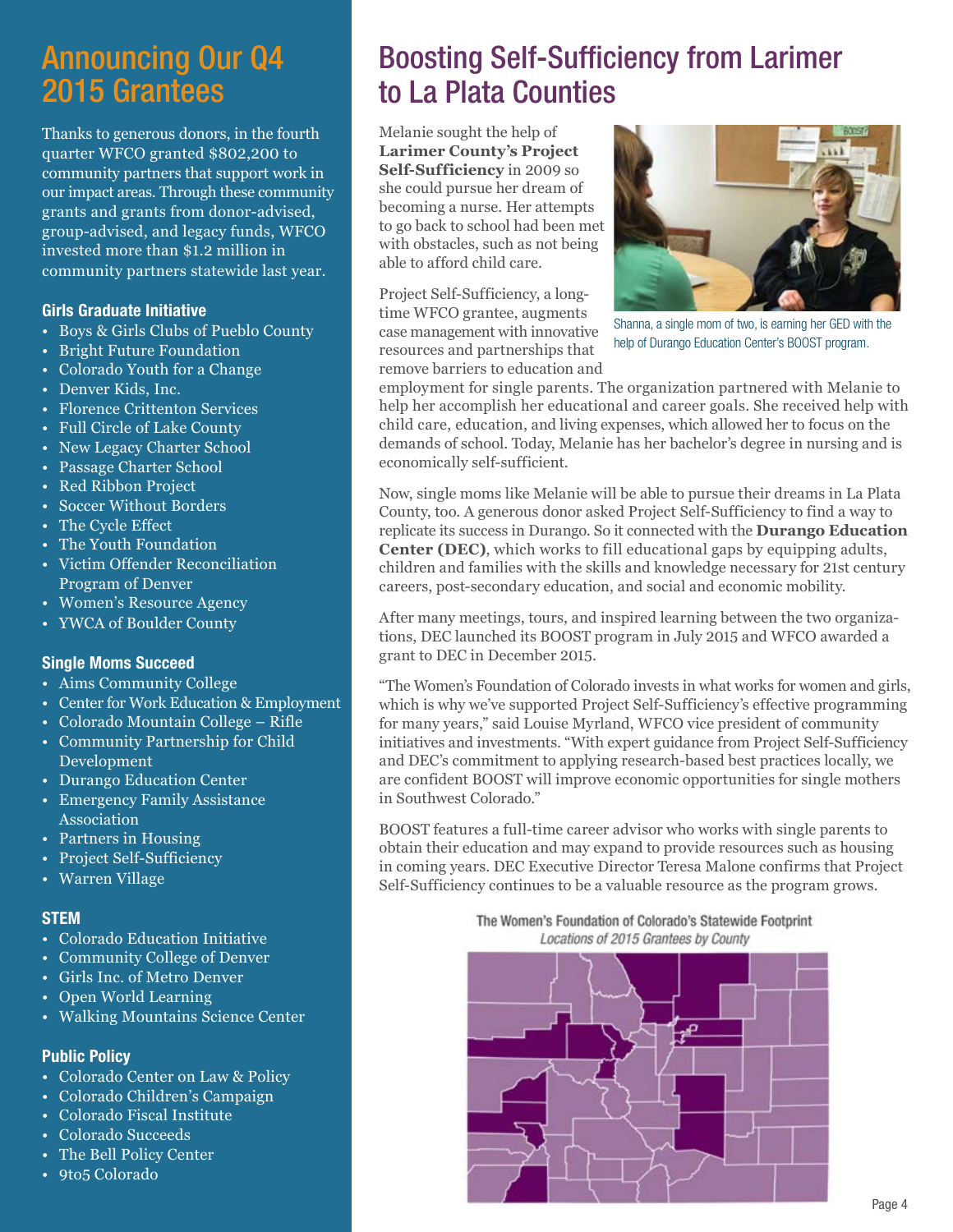## Announcing Our Q4 2015 Grantees

Thanks to generous donors, in the fourth quarter WFCO granted $802,200 to community partners that support work in our impact areas. Through these community grants and grants from donor-advised, group-advised, and legacy funds, WFCO invested more than $1.2 million in community partners statewide last year.

### Girls Graduate Initiative

- Boys & Girls Clubs of Pueblo County
- Bright Future Foundation
- Colorado Youth for a Change
- Denver Kids, Inc.
- Florence Crittenton Services
- Full Circle of Lake County
- New Legacy Charter School
- Passage Charter School
- Red Ribbon Project
- Soccer Without Borders
- The Cycle Effect
- The Youth Foundation
- Victim Offender Reconciliation Program of Denver
- Women's Resource Agency
- YWCA of Boulder County

### Single Moms Succeed

- Aims Community College
- Center for Work Education & Employment
- Colorado Mountain College – Rifle
- Community Partnership for Child Development
- Durango Education Center
- Emergency Family Assistance Association
- Partners in Housing
- Project Self-Sufficiency
- Warren Village

### STEM

- Colorado Education Initiative
- Community College of Denver
- Girls Inc. of Metro Denver
- Open World Learning
- Walking Mountains Science Center

### Public Policy

- Colorado Center on Law & Policy
- Colorado Children's Campaign
- Colorado Fiscal Institute
- Colorado Succeeds
- The Bell Policy Center
- 9to5 Colorado

## Boosting Self-Sufficiency from Larimer to La Plata Counties

Melanie sought the help of **Larimer County's Project Self-Sufficiency** in 2009 so she could pursue her dream of becoming a nurse. Her attempts to go back to school had been met with obstacles, such as not being able to afford child care.

Shanna, a single mom of two, is earning her GED with the help of Durango Education Center's BOOST program.

Project Self-Sufficiency, a long-time WFCO grantee, augments case management with innovative resources and partnerships that remove barriers to education and employment for single parents. The organization partnered with Melanie to help her accomplish her educational and career goals. She received help with child care, education, and living expenses, which allowed her to focus on the demands of school. Today, Melanie has her bachelor's degree in nursing and is economically self-sufficient.

Now, single moms like Melanie will be able to pursue their dreams in La Plata County, too. A generous donor asked Project Self-Sufficiency to find a way to replicate its success in Durango. So it connected with the **Durango Education Center (DEC)**, which works to fill educational gaps by equipping adults, children and families with the skills and knowledge necessary for 21st century careers, post-secondary education, and social and economic mobility.

After many meetings, tours, and inspired learning between the two organizations, DEC launched its BOOST program in July 2015 and WFCO awarded a grant to DEC in December 2015.

"The Women's Foundation of Colorado invests in what works for women and girls, which is why we've supported Project Self-Sufficiency's effective programming for many years," said Louise Myrland, WFCO vice president of community initiatives and investments. "With expert guidance from Project Self-Sufficiency and DEC's commitment to applying research-based best practices locally, we are confident BOOST will improve economic opportunities for single mothers in Southwest Colorado."

BOOST features a full-time career advisor who works with single parents to obtain their education and may expand to provide resources such as housing in coming years. DEC Executive Director Teresa Malone confirms that Project Self-Sufficiency continues to be a valuable resource as the program grows.

The Women's Foundation of Colorado's Statewide Footprint
*Locations of 2015 Grantees by County*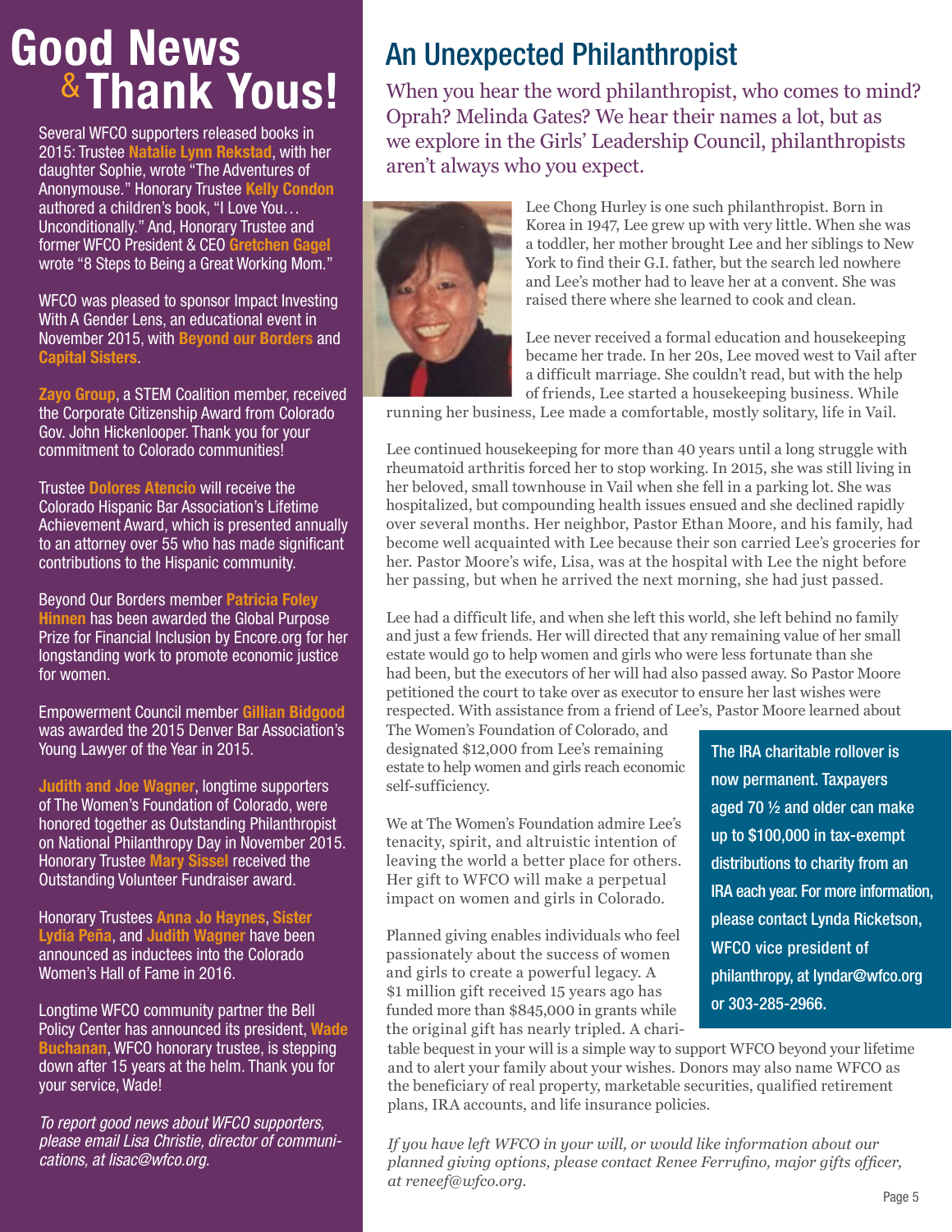# Good News & Thank Yous!

Several WFCO supporters released books in 2015: Trustee **Natalie Lynn Rekstad**, with her daughter Sophie, wrote "The Adventures of Anonymouse." Honorary Trustee **Kelly Condon** authored a children's book, "I Love You… Unconditionally." And, Honorary Trustee and former WFCO President & CEO **Gretchen Gagel** wrote "8 Steps to Being a Great Working Mom."

WFCO was pleased to sponsor Impact Investing With A Gender Lens, an educational event in November 2015, with **Beyond our Borders** and **Capital Sisters**.

**Zayo Group**, a STEM Coalition member, received the Corporate Citizenship Award from Colorado Gov. John Hickenlooper. Thank you for your commitment to Colorado communities!

Trustee **Dolores Atencio** will receive the Colorado Hispanic Bar Association's Lifetime Achievement Award, which is presented annually to an attorney over 55 who has made significant contributions to the Hispanic community.

Beyond Our Borders member **Patricia Foley Hinnen** has been awarded the Global Purpose Prize for Financial Inclusion by Encore.org for her longstanding work to promote economic justice for women.

Empowerment Council member **Gillian Bidgood** was awarded the 2015 Denver Bar Association's Young Lawyer of the Year in 2015.

**Judith and Joe Wagner**, longtime supporters of The Women's Foundation of Colorado, were honored together as Outstanding Philanthropist on National Philanthropy Day in November 2015. Honorary Trustee **Mary Sissel** received the Outstanding Volunteer Fundraiser award.

Honorary Trustees **Anna Jo Haynes**, **Sister Lydia Peña**, and **Judith Wagner** have been announced as inductees into the Colorado Women's Hall of Fame in 2016.

Longtime WFCO community partner the Bell Policy Center has announced its president, **Wade Buchanan**, WFCO honorary trustee, is stepping down after 15 years at the helm. Thank you for your service, Wade!

*To report good news about WFCO supporters, please email Lisa Christie, director of communications, at lisac@wfco.org.*

# An Unexpected Philanthropist

When you hear the word philanthropist, who comes to mind? Oprah? Melinda Gates? We hear their names a lot, but as we explore in the Girls' Leadership Council, philanthropists aren't always who you expect.

Lee Chong Hurley is one such philanthropist. Born in Korea in 1947, Lee grew up with very little. When she was a toddler, her mother brought Lee and her siblings to New York to find their G.I. father, but the search led nowhere and Lee's mother had to leave her at a convent. She was raised there where she learned to cook and clean.

Lee never received a formal education and housekeeping became her trade. In her 20s, Lee moved west to Vail after a difficult marriage. She couldn't read, but with the help of friends, Lee started a housekeeping business. While running her business, Lee made a comfortable, mostly solitary, life in Vail.

Lee continued housekeeping for more than 40 years until a long struggle with rheumatoid arthritis forced her to stop working. In 2015, she was still living in her beloved, small townhouse in Vail when she fell in a parking lot. She was hospitalized, but compounding health issues ensued and she declined rapidly over several months. Her neighbor, Pastor Ethan Moore, and his family, had become well acquainted with Lee because their son carried Lee's groceries for her. Pastor Moore's wife, Lisa, was at the hospital with Lee the night before her passing, but when he arrived the next morning, she had just passed.

Lee had a difficult life, and when she left this world, she left behind no family and just a few friends. Her will directed that any remaining value of her small estate would go to help women and girls who were less fortunate than she had been, but the executors of her will had also passed away. So Pastor Moore petitioned the court to take over as executor to ensure her last wishes were respected. With assistance from a friend of Lee's, Pastor Moore learned about The Women's Foundation of Colorado, and designated $12,000 from Lee's remaining estate to help women and girls reach economic self-sufficiency.

We at The Women's Foundation admire Lee's tenacity, spirit, and altruistic intention of leaving the world a better place for others. Her gift to WFCO will make a perpetual impact on women and girls in Colorado.

Planned giving enables individuals who feel passionately about the success of women and girls to create a powerful legacy. A $1 million gift received 15 years ago has funded more than $845,000 in grants while the original gift has nearly tripled. A charitable bequest in your will is a simple way to support WFCO beyond your lifetime and to alert your family about your wishes. Donors may also name WFCO as the beneficiary of real property, marketable securities, qualified retirement plans, IRA accounts, and life insurance policies.

**The IRA charitable rollover is now permanent. Taxpayers aged 70 ½ and older can make up to $100,000 in tax-exempt distributions to charity from an IRA each year. For more information, please contact Lynda Ricketson, WFCO vice president of philanthropy, at lyndar@wfco.org or 303-285-2966.**

*If you have left WFCO in your will, or would like information about our planned giving options, please contact Renee Ferrufino, major gifts officer, at reneef@wfco.org.*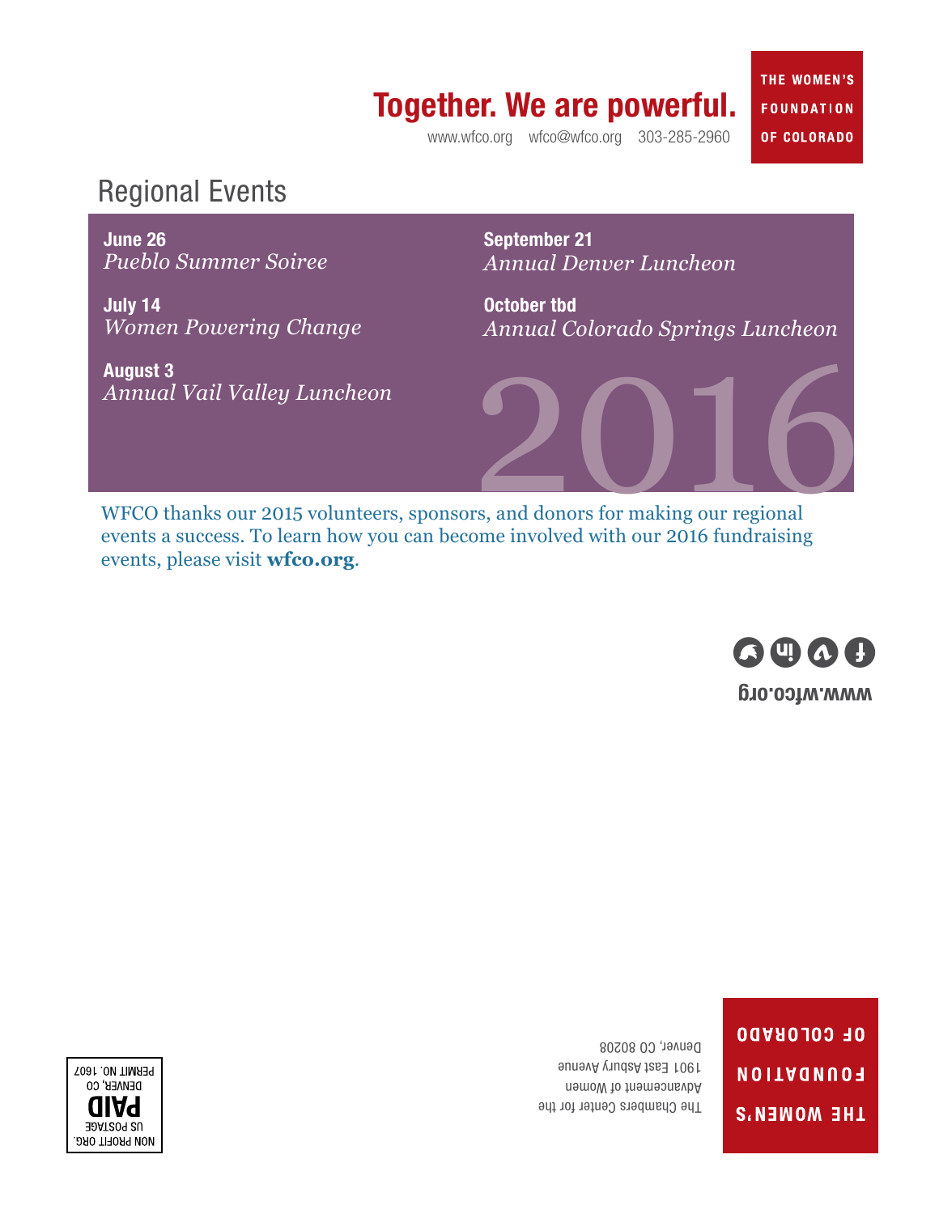**Together. We are powerful.**

www.wfco.org wfco@wfco.org 303-285-2960

THE WOMEN'S FOUNDATION OF COLORADO

## Regional Events

**June 26**
*Pueblo Summer Soiree*

**July 14**
*Women Powering Change*

**August 3**
*Annual Vail Valley Luncheon*

**September 21**
*Annual Denver Luncheon*

**October tbd**
*Annual Colorado Springs Luncheon*

2016

WFCO thanks our 2015 volunteers, sponsors, and donors for making our regional events a success. To learn how you can become involved with our 2016 fundraising events, please visit **wfco.org**.

www.wfco.org

THE WOMEN'S FOUNDATION OF COLORADO

The Chambers Center for the Advancement of Women
1901 East Asbury Avenue
Denver, CO 80208

NON PROFIT ORG.
US POSTAGE
**PAID**
DENVER, CO
PERMIT NO. 1607